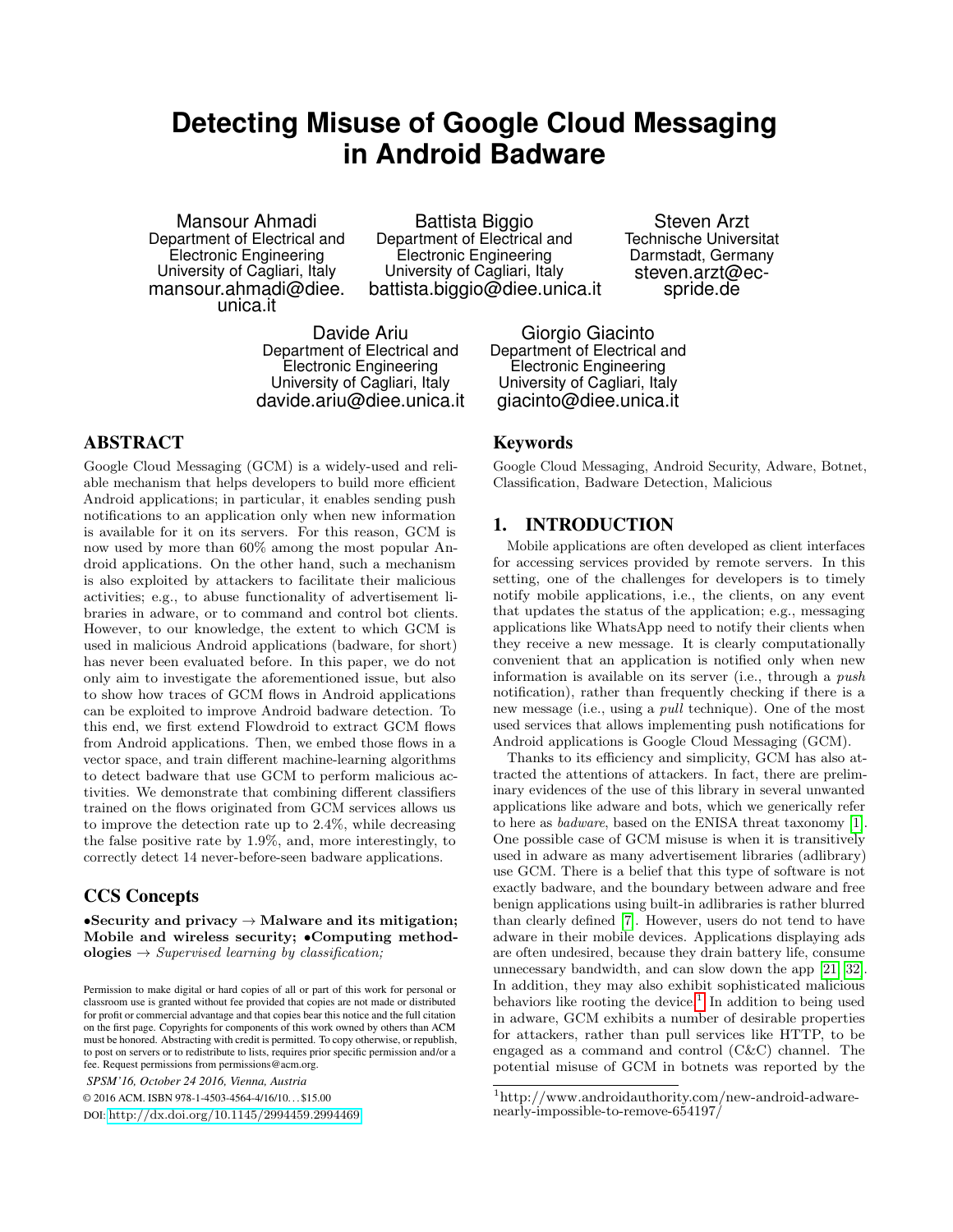# Detecting Misuse of Google Cloud Messaging in Android Badware

Mansour Ahmadi
Department of Electrical and Electronic Engineering
University of Cagliari, Italy
mansour.ahmadi@diee.unica.it

Battista Biggio
Department of Electrical and Electronic Engineering
University of Cagliari, Italy
battista.biggio@diee.unica.it

Steven Arzt
Technische Universitat Darmstadt, Germany
steven.arzt@ec-spride.de

Davide Ariu
Department of Electrical and Electronic Engineering
University of Cagliari, Italy
davide.ariu@diee.unica.it

Giorgio Giacinto
Department of Electrical and Electronic Engineering
University of Cagliari, Italy
giacinto@diee.unica.it

## ABSTRACT

Google Cloud Messaging (GCM) is a widely-used and reliable mechanism that helps developers to build more efficient Android applications; in particular, it enables sending push notifications to an application only when new information is available for it on its servers. For this reason, GCM is now used by more than 60% among the most popular Android applications. On the other hand, such a mechanism is also exploited by attackers to facilitate their malicious activities; e.g., to abuse functionality of advertisement libraries in adware, or to command and control bot clients. However, to our knowledge, the extent to which GCM is used in malicious Android applications (badware, for short) has never been evaluated before. In this paper, we do not only aim to investigate the aforementioned issue, but also to show how traces of GCM flows in Android applications can be exploited to improve Android badware detection. To this end, we first extend Flowdroid to extract GCM flows from Android applications. Then, we embed those flows in a vector space, and train different machine-learning algorithms to detect badware that use GCM to perform malicious activities. We demonstrate that combining different classifiers trained on the flows originated from GCM services allows us to improve the detection rate up to 2.4%, while decreasing the false positive rate by 1.9%, and, more interestingly, to correctly detect 14 never-before-seen badware applications.

## CCS Concepts

**•Security and privacy → Malware and its mitigation; Mobile and wireless security; •Computing methodologies →** *Supervised learning by classification;*

## Keywords

Google Cloud Messaging, Android Security, Adware, Botnet, Classification, Badware Detection, Malicious

## 1. INTRODUCTION

Mobile applications are often developed as client interfaces for accessing services provided by remote servers. In this setting, one of the challenges for developers is to timely notify mobile applications, i.e., the clients, on any event that updates the status of the application; e.g., messaging applications like WhatsApp need to notify their clients when they receive a new message. It is clearly computationally convenient that an application is notified only when new information is available on its server (i.e., through a *push* notification), rather than frequently checking if there is a new message (i.e., using a *pull* technique). One of the most used services that allows implementing push notifications for Android applications is Google Cloud Messaging (GCM).

Thanks to its efficiency and simplicity, GCM has also attracted the attentions of attackers. In fact, there are preliminary evidences of the use of this library in several unwanted applications like adware and bots, which we generically refer to here as *badware*, based on the ENISA threat taxonomy [1]. One possible case of GCM misuse is when it is transitively used in adware as many advertisement libraries (adlibrary) use GCM. There is a belief that this type of software is not exactly badware, and the boundary between adware and free benign applications using built-in adlibraries is rather blurred than clearly defined [7]. However, users do not tend to have adware in their mobile devices. Applications displaying ads are often undesired, because they drain battery life, consume unnecessary bandwidth, and can slow down the app [21, 32]. In addition, they may also exhibit sophisticated malicious behaviors like rooting the device.[1] In addition to being used in adware, GCM exhibits a number of desirable properties for attackers, rather than pull services like HTTP, to be engaged as a command and control (C&C) channel. The potential misuse of GCM in botnets was reported by the

[1] http://www.androidauthority.com/new-android-adware-nearly-impossible-to-remove-654197/

Permission to make digital or hard copies of all or part of this work for personal or classroom use is granted without fee provided that copies are not made or distributed for profit or commercial advantage and that copies bear this notice and the full citation on the first page. Copyrights for components of this work owned by others than ACM must be honored. Abstracting with credit is permitted. To copy otherwise, or republish, to post on servers or to redistribute to lists, requires prior specific permission and/or a fee. Request permissions from permissions@acm.org.

*SPSM'16, October 24 2016, Vienna, Austria*

© 2016 ACM. ISBN 978-1-4503-4564-4/16/10...$15.00

DOI: http://dx.doi.org/10.1145/2994459.2994469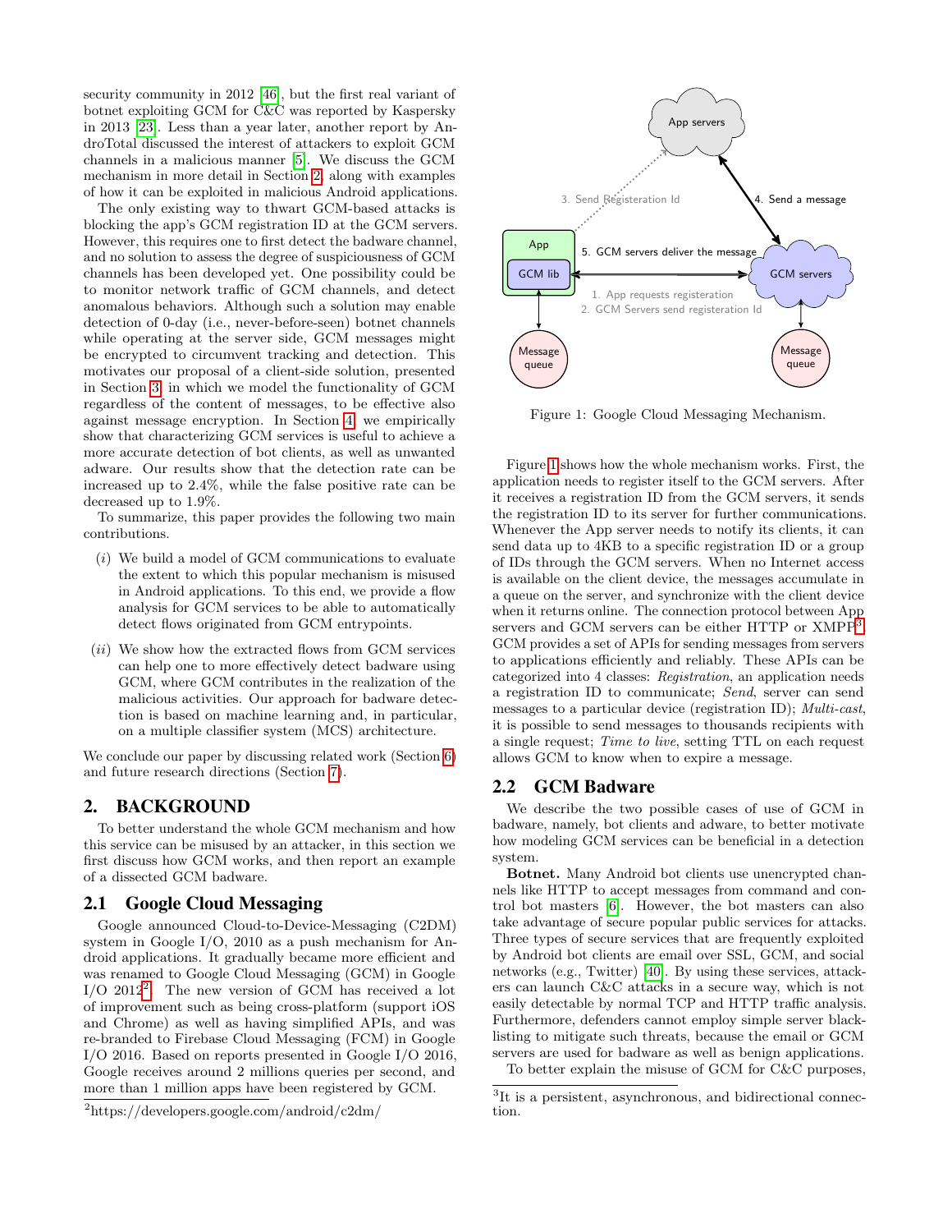security community in 2012 [46], but the first real variant of botnet exploiting GCM for C&C was reported by Kaspersky in 2013 [23]. Less than a year later, another report by AndroTotal discussed the interest of attackers to exploit GCM channels in a malicious manner [5]. We discuss the GCM mechanism in more detail in Section 2, along with examples of how it can be exploited in malicious Android applications.

The only existing way to thwart GCM-based attacks is blocking the app's GCM registration ID at the GCM servers. However, this requires one to first detect the badware channel, and no solution to assess the degree of suspiciousness of GCM channels has been developed yet. One possibility could be to monitor network traffic of GCM channels, and detect anomalous behaviors. Although such a solution may enable detection of 0-day (i.e., never-before-seen) botnet channels while operating at the server side, GCM messages might be encrypted to circumvent tracking and detection. This motivates our proposal of a client-side solution, presented in Section 3, in which we model the functionality of GCM regardless of the content of messages, to be effective also against message encryption. In Section 4, we empirically show that characterizing GCM services is useful to achieve a more accurate detection of bot clients, as well as unwanted adware. Our results show that the detection rate can be increased up to 2.4%, while the false positive rate can be decreased up to 1.9%.

To summarize, this paper provides the following two main contributions.

(*i*) We build a model of GCM communications to evaluate the extent to which this popular mechanism is misused in Android applications. To this end, we provide a flow analysis for GCM services to be able to automatically detect flows originated from GCM entrypoints.

(*ii*) We show how the extracted flows from GCM services can help one to more effectively detect badware using GCM, where GCM contributes in the realization of the malicious activities. Our approach for badware detection is based on machine learning and, in particular, on a multiple classifier system (MCS) architecture.

We conclude our paper by discussing related work (Section 6) and future research directions (Section 7).

## 2. BACKGROUND

To better understand the whole GCM mechanism and how this service can be misused by an attacker, in this section we first discuss how GCM works, and then report an example of a dissected GCM badware.

### 2.1 Google Cloud Messaging

Google announced Cloud-to-Device-Messaging (C2DM) system in Google I/O, 2010 as a push mechanism for Android applications. It gradually became more efficient and was renamed to Google Cloud Messaging (GCM) in Google I/O 2012[2]. The new version of GCM has received a lot of improvement such as being cross-platform (support iOS and Chrome) as well as having simplified APIs, and was re-branded to Firebase Cloud Messaging (FCM) in Google I/O 2016. Based on reports presented in Google I/O 2016, Google receives around 2 millions queries per second, and more than 1 million apps have been registered by GCM.

[2]https://developers.google.com/android/c2dm/

Figure 1: Google Cloud Messaging Mechanism.

Figure 1 shows how the whole mechanism works. First, the application needs to register itself to the GCM servers. After it receives a registration ID from the GCM servers, it sends the registration ID to its server for further communications. Whenever the App server needs to notify its clients, it can send data up to 4KB to a specific registration ID or a group of IDs through the GCM servers. When no Internet access is available on the client device, the messages accumulate in a queue on the server, and synchronize with the client device when it returns online. The connection protocol between App servers and GCM servers can be either HTTP or XMPP[3]. GCM provides a set of APIs for sending messages from servers to applications efficiently and reliably. These APIs can be categorized into 4 classes: *Registration*, an application needs a registration ID to communicate; *Send*, server can send messages to a particular device (registration ID); *Multi-cast*, it is possible to send messages to thousands recipients with a single request; *Time to live*, setting TTL on each request allows GCM to know when to expire a message.

### 2.2 GCM Badware

We describe the two possible cases of use of GCM in badware, namely, bot clients and adware, to better motivate how modeling GCM services can be beneficial in a detection system.

**Botnet.** Many Android bot clients use unencrypted channels like HTTP to accept messages from command and control bot masters [6]. However, the bot masters can also take advantage of secure popular public services for attacks. Three types of secure services that are frequently exploited by Android bot clients are email over SSL, GCM, and social networks (e.g., Twitter) [40]. By using these services, attackers can launch C&C attacks in a secure way, which is not easily detectable by normal TCP and HTTP traffic analysis. Furthermore, defenders cannot employ simple server blacklisting to mitigate such threats, because the email or GCM servers are used for badware as well as benign applications.

To better explain the misuse of GCM for C&C purposes,

[3]It is a persistent, asynchronous, and bidirectional connection.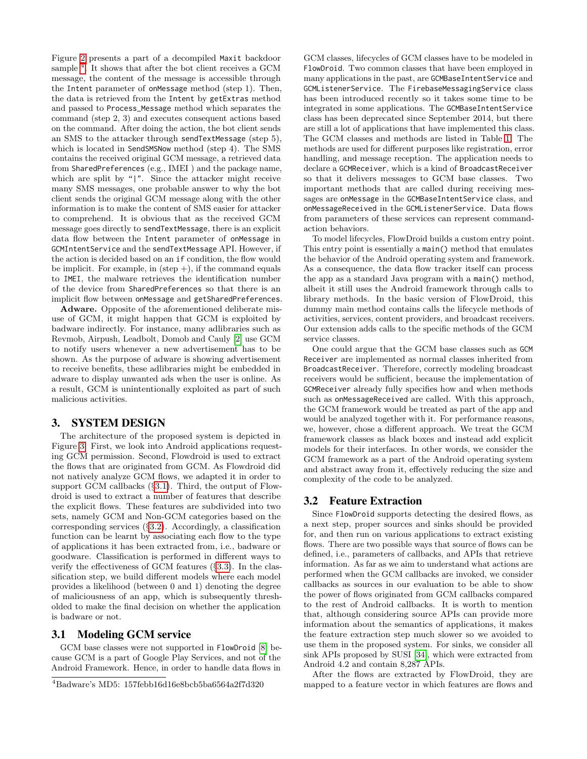Figure 2 presents a part of a decompiled Maxit backdoor sample [4]. It shows that after the bot client receives a GCM message, the content of the message is accessible through the Intent parameter of onMessage method (step 1). Then, the data is retrieved from the Intent by getExtras method and passed to Process_Message method which separates the command (step 2, 3) and executes consequent actions based on the command. After doing the action, the bot client sends an SMS to the attacker through sendTextMessage (step 5), which is located in SendSMSNow method (step 4). The SMS contains the received original GCM message, a retrieved data from SharedPreferences (e.g., IMEI ) and the package name, which are split by "|". Since the attacker might receive many SMS messages, one probable answer to why the bot client sends the original GCM message along with the other information is to make the content of SMS easier for attacker to comprehend. It is obvious that as the received GCM message goes directly to sendTextMessage, there is an explicit data flow between the Intent parameter of onMessage in GCMIntentService and the sendTextMessage API. However, if the action is decided based on an if condition, the flow would be implicit. For example, in (step +), if the command equals to IMEI, the malware retrieves the identification number of the device from SharedPreferences so that there is an implicit flow between onMessage and getSharedPreferences.

**Adware.** Opposite of the aforementioned deliberate misuse of GCM, it might happen that GCM is exploited by badware indirectly. For instance, many adlibraries such as Revmob, Airpush, Leadbolt, Domob and Cauly [2] use GCM to notify users whenever a new advertisement has to be shown. As the purpose of adware is showing advertisement to receive benefits, these adlibraries might be embedded in adware to display unwanted ads when the user is online. As a result, GCM is unintentionally exploited as part of such malicious activities.

## 3. SYSTEM DESIGN

The architecture of the proposed system is depicted in Figure 3. First, we look into Android applications requesting GCM permission. Second, Flowdroid is used to extract the flows that are originated from GCM. As Flowdroid did not natively analyze GCM flows, we adapted it in order to support GCM callbacks (§3.1). Third, the output of Flowdroid is used to extract a number of features that describe the explicit flows. These features are subdivided into two sets, namely GCM and Non-GCM categories based on the corresponding services (§3.2). Accordingly, a classification function can be learnt by associating each flow to the type of applications it has been extracted from, i.e., badware or goodware. Classification is performed in different ways to verify the effectiveness of GCM features (§3.3). In the classification step, we build different models where each model provides a likelihood (between 0 and 1) denoting the degree of maliciousness of an app, which is subsequently thresholded to make the final decision on whether the application is badware or not.

### 3.1 Modeling GCM service

GCM base classes were not supported in FlowDroid [8] because GCM is a part of Google Play Services, and not of the Android Framework. Hence, in order to handle data flows in GCM classes, lifecycles of GCM classes have to be modeled in FlowDroid. Two common classes that have been employed in many applications in the past, are GCMBaseIntentService and GCMListenerService. The FirebaseMessagingService class has been introduced recently so it takes some time to be integrated in some applications. The GCMBaseIntentService class has been deprecated since September 2014, but there are still a lot of applications that have implemented this class. The GCM classes and methods are listed in Table 1. The methods are used for different purposes like registration, error handling, and message reception. The application needs to declare a GCMReceiver, which is a kind of BroadcastReceiver so that it delivers messages to GCM base classes. Two important methods that are called during receiving messages are onMessage in the GCMBaseIntentService class, and onMessageReceived in the GCMListenerService. Data flows from parameters of these services can represent command-action behaviors.

To model lifecycles, FlowDroid builds a custom entry point. This entry point is essentially a main() method that emulates the behavior of the Android operating system and framework. As a consequence, the data flow tracker itself can process the app as a standard Java program with a main() method, albeit it still uses the Android framework through calls to library methods. In the basic version of FlowDroid, this dummy main method contains calls the lifecycle methods of activities, services, content providers, and broadcast receivers. Our extension adds calls to the specific methods of the GCM service classes.

One could argue that the GCM base classes such as GCM Receiver are implemented as normal classes inherited from BroadcastReceiver. Therefore, correctly modeling broadcast receivers would be sufficient, because the implementation of GCMReceiver already fully specifies how and when methods such as onMessageReceived are called. With this approach, the GCM framework would be treated as part of the app and would be analyzed together with it. For performance reasons, we, however, chose a different approach. We treat the GCM framework classes as black boxes and instead add explicit models for their interfaces. In other words, we consider the GCM framework as a part of the Android operating system and abstract away from it, effectively reducing the size and complexity of the code to be analyzed.

### 3.2 Feature Extraction

Since FlowDroid supports detecting the desired flows, as a next step, proper sources and sinks should be provided for, and then run on various applications to extract existing flows. There are two possible ways that source of flows can be defined, i.e., parameters of callbacks, and APIs that retrieve information. As far as we aim to understand what actions are performed when the GCM callbacks are invoked, we consider callbacks as sources in our evaluation to be able to show the power of flows originated from GCM callbacks compared to the rest of Android callbacks. It is worth to mention that, although considering source APIs can provide more information about the semantics of applications, it makes the feature extraction step much slower so we avoided to use them in the proposed system. For sinks, we consider all sink APIs proposed by SUSI [34], which were extracted from Android 4.2 and contain 8,287 APIs.

After the flows are extracted by FlowDroid, they are mapped to a feature vector in which features are flows and

[4] Badware's MD5: 157febb16d16e8bcb5ba6564a2f7d320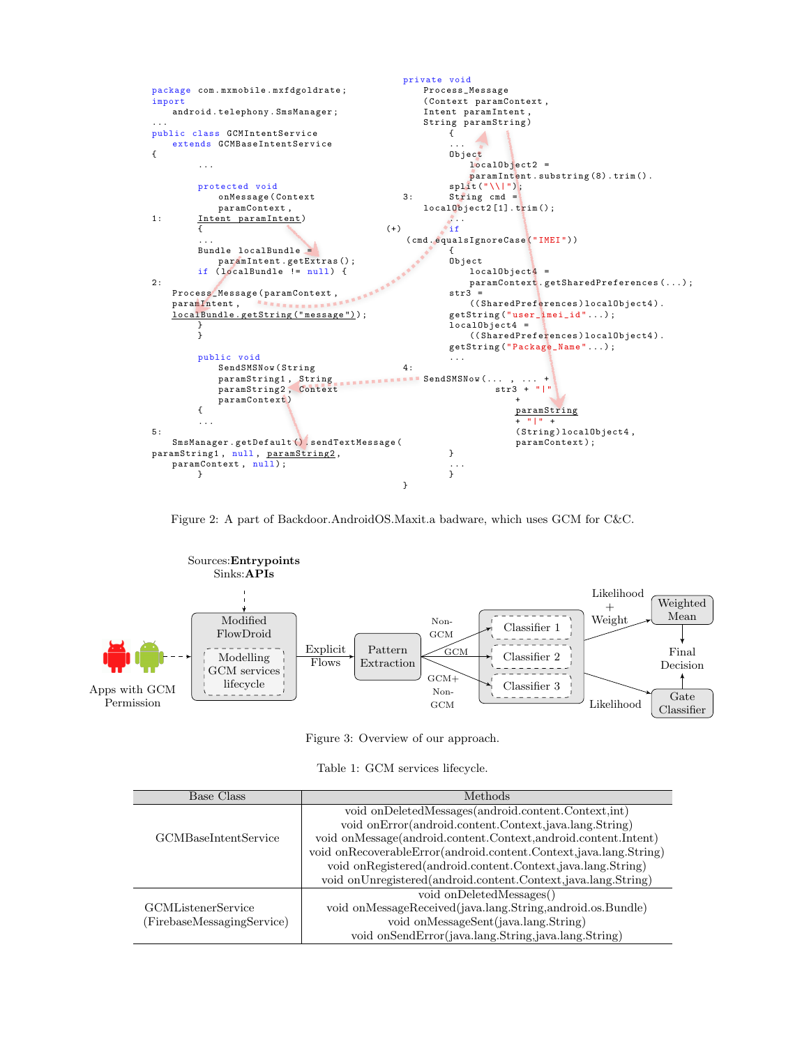```
package com.mxmobile.mxfdgoldrate;
import
    android.telephony.SmsManager;
...
public class GCMIntentService
    extends GCMBaseIntentService
{
        ...

        protected void
            onMessage(Context
            paramContext,
1:      Intent paramIntent)
        {
        ...
        Bundle localBundle =
            paramIntent.getExtras();
        if (localBundle != null) {
2:
    Process_Message(paramContext,
    paramIntent,
    localBundle.getString("message"));
        }
        }

        public void
            SendSMSNow(String
            paramString1, String
            paramString2, Context
            paramContext)
        {
        ...
5:
    SmsManager.getDefault().sendTextMessage(
paramString1, null, paramString2,
    paramContext, null);
        }
```

```
private void
    Process_Message
    (Context paramContext,
    Intent paramIntent,
    String paramString)
        {
        ...
        Object
            localObject2 =
            paramIntent.substring(8).trim().
        split("\\|");
3:      String cmd =
    localObject2[1].trim();
        ...
(+)     if
  (cmd.equalsIgnoreCase("IMEI"))
        {
        Object
            localObject4 =
            paramContext.getSharedPreferences(...);
        str3 =
            ((SharedPreferences)localObject4).
        getString("user_imei_id"...);
        localObject4 =
            ((SharedPreferences)localObject4).
        getString("Package_Name"...);
        ...
4:  SendSMSNow(... , ... +
            str3 + "|"
                +
                paramString
                + "|" +
                (String)localObject4,
                paramContext);
        }
        ...
        }
}
```

Figure 2: A part of Backdoor.AndroidOS.Maxit.a badware, which uses GCM for C&C.

Sources:**Entrypoints**
Sinks:**APIs**

Apps with GCM Permission → Modified FlowDroid (Modelling GCM services lifecycle) → Explicit Flows → Pattern Extraction → Non-GCM: Classifier 1; GCM: Classifier 2; GCM+ Non-GCM: Classifier 3 → Likelihood + Weight → Weighted Mean; Likelihood → Gate Classifier → Final Decision

Figure 3: Overview of our approach.

Table 1: GCM services lifecycle.

| Base Class | Methods |
|---|---|
| GCMBaseIntentService | void onDeletedMessages(android.content.Context,int)<br>void onError(android.content.Context,java.lang.String)<br>void onMessage(android.content.Context,android.content.Intent)<br>void onRecoverableError(android.content.Context,java.lang.String)<br>void onRegistered(android.content.Context,java.lang.String)<br>void onUnregistered(android.content.Context,java.lang.String) |
| GCMListenerService (FirebaseMessagingService) | void onDeletedMessages()<br>void onMessageReceived(java.lang.String,android.os.Bundle)<br>void onMessageSent(java.lang.String)<br>void onSendError(java.lang.String,java.lang.String) |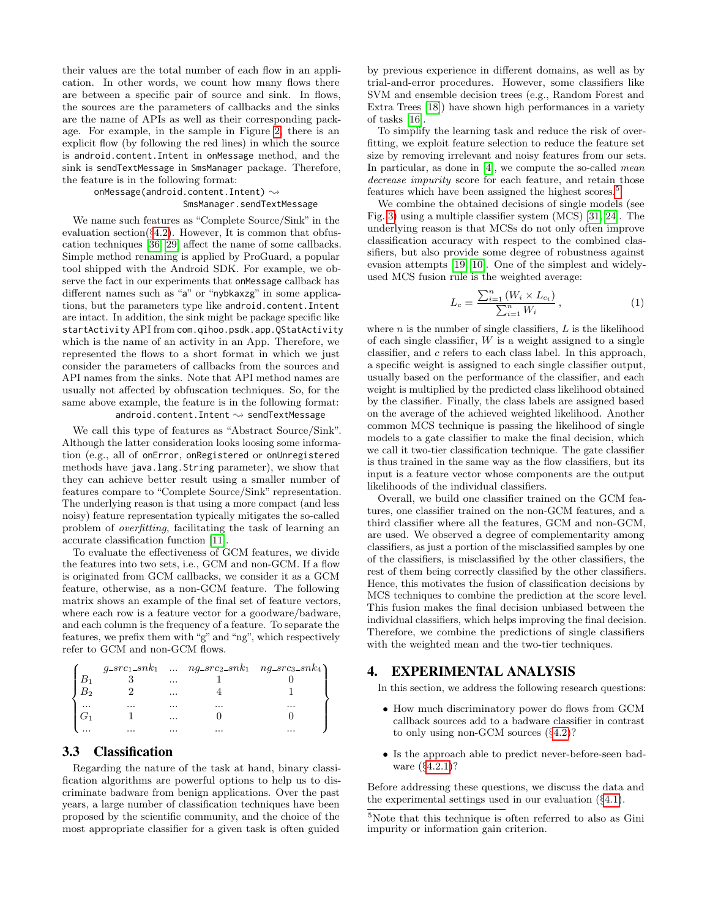their values are the total number of each flow in an application. In other words, we count how many flows there are between a specific pair of source and sink. In flows, the sources are the parameters of callbacks and the sinks are the name of APIs as well as their corresponding package. For example, in the sample in Figure 2, there is an explicit flow (by following the red lines) in which the source is `android.content.Intent` in `onMessage` method, and the sink is `sendTextMessage` in `SmsManager` package. Therefore, the feature is in the following format:

`onMessage(android.content.Intent)` ⇝ `SmsManager.sendTextMessage`

We name such features as "Complete Source/Sink" in the evaluation section(§4.2). However, It is common that obfuscation techniques [36, 29] affect the name of some callbacks. Simple method renaming is applied by ProGuard, a popular tool shipped with the Android SDK. For example, we observe the fact in our experiments that `onMessage` callback has different names such as "`a`" or "`nybkaxzg`" in some applications, but the parameters type like `android.content.Intent` are intact. In addition, the sink might be package specific like `startActivity` API from `com.qihoo.psdk.app.QStatActivity` which is the name of an activity in an App. Therefore, we represented the flows to a short format in which we just consider the parameters of callbacks from the sources and API names from the sinks. Note that API method names are usually not affected by obfuscation techniques. So, for the same above example, the feature is in the following format:

`android.content.Intent` ⇝ `sendTextMessage`

We call this type of features as "Abstract Source/Sink". Although the latter consideration looks loosing some information (e.g., all of `onError`, `onRegistered` or `onUnregistered` methods have `java.lang.String` parameter), we show that they can achieve better result using a smaller number of features compare to "Complete Source/Sink" representation. The underlying reason is that using a more compact (and less noisy) feature representation typically mitigates the so-called problem of *overfitting*, facilitating the task of learning an accurate classification function [11].

To evaluate the effectiveness of GCM features, we divide the features into two sets, i.e., GCM and non-GCM. If a flow is originated from GCM callbacks, we consider it as a GCM feature, otherwise, as a non-GCM feature. The following matrix shows an example of the final set of feature vectors, where each row is a feature vector for a goodware/badware, and each column is the frequency of a feature. To separate the features, we prefix them with "g" and "ng", which respectively refer to GCM and non-GCM flows.

$$\begin{Bmatrix} & g\_src_1\_snk_1 & ... & ng\_src_2\_snk_1 & ng\_src_3\_snk_4 \\ B_1 & 3 & ... & 1 & 0 \\ B_2 & 2 & ... & 4 & 1 \\ ... & ... & ... & ... & ... \\ G_1 & 1 & ... & 0 & 0 \\ ... & ... & ... & ... & ... \end{Bmatrix}$$

### 3.3 Classification

Regarding the nature of the task at hand, binary classification algorithms are powerful options to help us to discriminate badware from benign applications. Over the past years, a large number of classification techniques have been proposed by the scientific community, and the choice of the most appropriate classifier for a given task is often guided by previous experience in different domains, as well as by trial-and-error procedures. However, some classifiers like SVM and ensemble decision trees (e.g., Random Forest and Extra Trees [18]) have shown high performances in a variety of tasks [16].

To simplify the learning task and reduce the risk of overfitting, we exploit feature selection to reduce the feature set size by removing irrelevant and noisy features from our sets. In particular, as done in [4], we compute the so-called *mean decrease impurity* score for each feature, and retain those features which have been assigned the highest scores.[5]

We combine the obtained decisions of single models (see Fig. 3) using a multiple classifier system (MCS) [31, 24]. The underlying reason is that MCSs do not only often improve classification accuracy with respect to the combined classifiers, but also provide some degree of robustness against evasion attempts [19, 10]. One of the simplest and widely-used MCS fusion rule is the weighted average:

$$L_c = \frac{\sum_{i=1}^{n} (W_i \times L_{c_i})}{\sum_{i=1}^{n} W_i}, \tag{1}$$

where $n$ is the number of single classifiers, $L$ is the likelihood of each single classifier, $W$ is a weight assigned to a single classifier, and $c$ refers to each class label. In this approach, a specific weight is assigned to each single classifier output, usually based on the performance of the classifier, and each weight is multiplied by the predicted class likelihood obtained by the classifier. Finally, the class labels are assigned based on the average of the achieved weighted likelihood. Another common MCS technique is passing the likelihood of single models to a gate classifier to make the final decision, which we call it two-tier classification technique. The gate classifier is thus trained in the same way as the flow classifiers, but its input is a feature vector whose components are the output likelihoods of the individual classifiers.

Overall, we build one classifier trained on the GCM features, one classifier trained on the non-GCM features, and a third classifier where all the features, GCM and non-GCM, are used. We observed a degree of complementarity among classifiers, as just a portion of the misclassified samples by one of the classifiers, is misclassified by the other classifiers, the rest of them being correctly classified by the other classifiers. Hence, this motivates the fusion of classification decisions by MCS techniques to combine the prediction at the score level. This fusion makes the final decision unbiased between the individual classifiers, which helps improving the final decision. Therefore, we combine the predictions of single classifiers with the weighted mean and the two-tier techniques.

## 4. EXPERIMENTAL ANALYSIS

In this section, we address the following research questions:

- How much discriminatory power do flows from GCM callback sources add to a badware classifier in contrast to only using non-GCM sources (§4.2)?
- Is the approach able to predict never-before-seen badware (§4.2.1)?

Before addressing these questions, we discuss the data and the experimental settings used in our evaluation (§4.1).

[5] Note that this technique is often referred to also as Gini impurity or information gain criterion.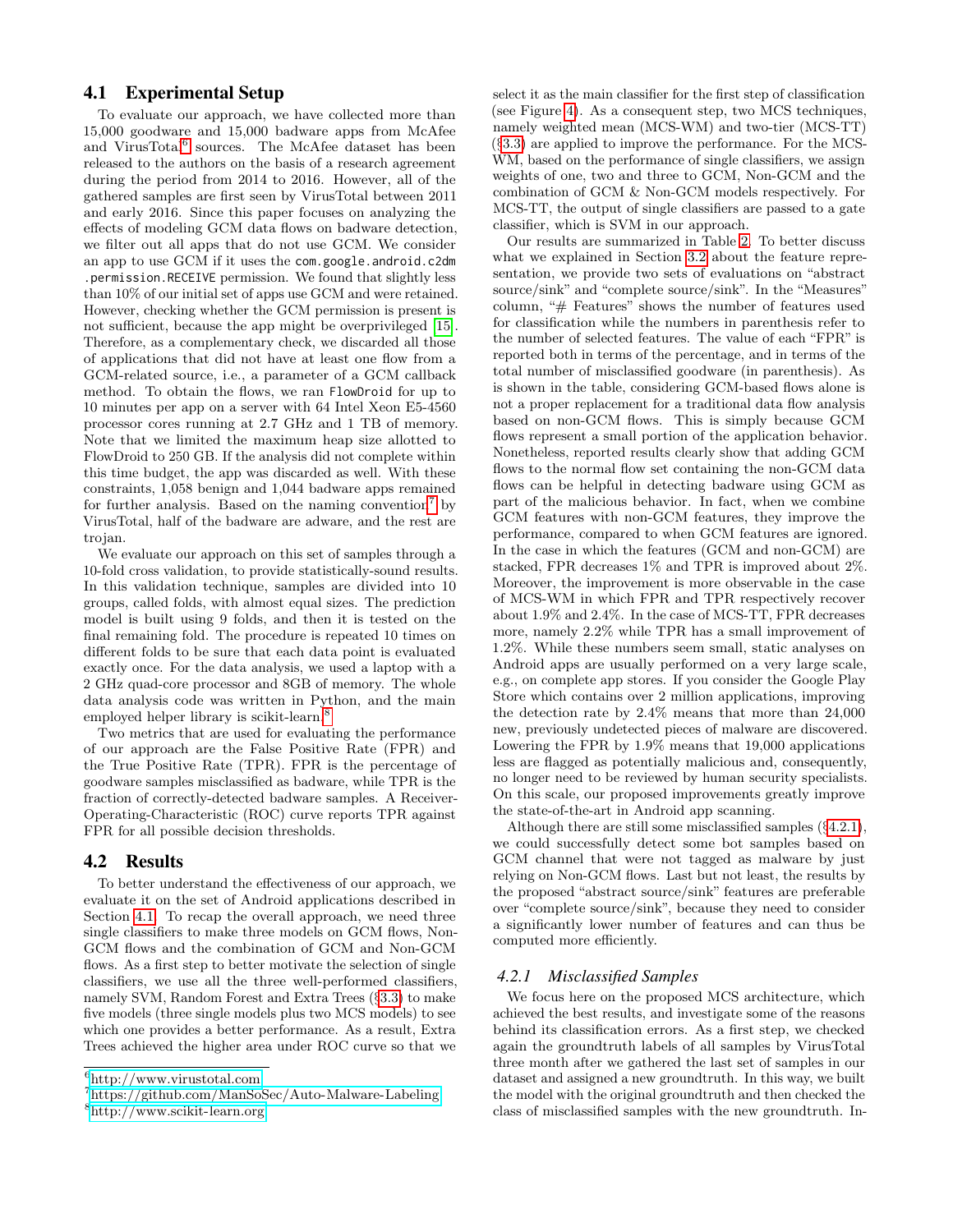## 4.1 Experimental Setup

To evaluate our approach, we have collected more than 15,000 goodware and 15,000 badware apps from McAfee and VirusTotal[6] sources. The McAfee dataset has been released to the authors on the basis of a research agreement during the period from 2014 to 2016. However, all of the gathered samples are first seen by VirusTotal between 2011 and early 2016. Since this paper focuses on analyzing the effects of modeling GCM data flows on badware detection, we filter out all apps that do not use GCM. We consider an app to use GCM if it uses the `com.google.android.c2dm.permission.RECEIVE` permission. We found that slightly less than 10% of our initial set of apps use GCM and were retained. However, checking whether the GCM permission is present is not sufficient, because the app might be overprivileged [15]. Therefore, as a complementary check, we discarded all those of applications that did not have at least one flow from a GCM-related source, i.e., a parameter of a GCM callback method. To obtain the flows, we ran `FlowDroid` for up to 10 minutes per app on a server with 64 Intel Xeon E5-4560 processor cores running at 2.7 GHz and 1 TB of memory. Note that we limited the maximum heap size allotted to FlowDroid to 250 GB. If the analysis did not complete within this time budget, the app was discarded as well. With these constraints, 1,058 benign and 1,044 badware apps remained for further analysis. Based on the naming convention[7] by VirusTotal, half of the badware are adware, and the rest are trojan.

We evaluate our approach on this set of samples through a 10-fold cross validation, to provide statistically-sound results. In this validation technique, samples are divided into 10 groups, called folds, with almost equal sizes. The prediction model is built using 9 folds, and then it is tested on the final remaining fold. The procedure is repeated 10 times on different folds to be sure that each data point is evaluated exactly once. For the data analysis, we used a laptop with a 2 GHz quad-core processor and 8GB of memory. The whole data analysis code was written in Python, and the main employed helper library is scikit-learn.[8]

Two metrics that are used for evaluating the performance of our approach are the False Positive Rate (FPR) and the True Positive Rate (TPR). FPR is the percentage of goodware samples misclassified as badware, while TPR is the fraction of correctly-detected badware samples. A Receiver-Operating-Characteristic (ROC) curve reports TPR against FPR for all possible decision thresholds.

## 4.2 Results

To better understand the effectiveness of our approach, we evaluate it on the set of Android applications described in Section 4.1. To recap the overall approach, we need three single classifiers to make three models on GCM flows, Non-GCM flows and the combination of GCM and Non-GCM flows. As a first step to better motivate the selection of single classifiers, we use all the three well-performed classifiers, namely SVM, Random Forest and Extra Trees (§3.3) to make five models (three single models plus two MCS models) to see which one provides a better performance. As a result, Extra Trees achieved the higher area under ROC curve so that we select it as the main classifier for the first step of classification (see Figure 4). As a consequent step, two MCS techniques, namely weighted mean (MCS-WM) and two-tier (MCS-TT) (§3.3) are applied to improve the performance. For the MCS-WM, based on the performance of single classifiers, we assign weights of one, two and three to GCM, Non-GCM and the combination of GCM & Non-GCM models respectively. For MCS-TT, the output of single classifiers are passed to a gate classifier, which is SVM in our approach.

Our results are summarized in Table 2. To better discuss what we explained in Section 3.2 about the feature representation, we provide two sets of evaluations on "abstract source/sink" and "complete source/sink". In the "Measures" column, "# Features" shows the number of features used for classification while the numbers in parenthesis refer to the number of selected features. The value of each "FPR" is reported both in terms of the percentage, and in terms of the total number of misclassified goodware (in parenthesis). As is shown in the table, considering GCM-based flows alone is not a proper replacement for a traditional data flow analysis based on non-GCM flows. This is simply because GCM flows represent a small portion of the application behavior. Nonetheless, reported results clearly show that adding GCM flows to the normal flow set containing the non-GCM data flows can be helpful in detecting badware using GCM as part of the malicious behavior. In fact, when we combine GCM features with non-GCM features, they improve the performance, compared to when GCM features are ignored. In the case in which the features (GCM and non-GCM) are stacked, FPR decreases 1% and TPR is improved about 2%. Moreover, the improvement is more observable in the case of MCS-WM in which FPR and TPR respectively recover about 1.9% and 2.4%. In the case of MCS-TT, FPR decreases more, namely 2.2% while TPR has a small improvement of 1.2%. While these numbers seem small, static analyses on Android apps are usually performed on a very large scale, e.g., on complete app stores. If you consider the Google Play Store which contains over 2 million applications, improving the detection rate by 2.4% means that more than 24,000 new, previously undetected pieces of malware are discovered. Lowering the FPR by 1.9% means that 19,000 applications less are flagged as potentially malicious and, consequently, no longer need to be reviewed by human security specialists. On this scale, our proposed improvements greatly improve the state-of-the-art in Android app scanning.

Although there are still some misclassified samples (§4.2.1), we could successfully detect some bot samples based on GCM channel that were not tagged as malware by just relying on Non-GCM flows. Last but not least, the results by the proposed "abstract source/sink" features are preferable over "complete source/sink", because they need to consider a significantly lower number of features and can thus be computed more efficiently.

### 4.2.1 Misclassified Samples

We focus here on the proposed MCS architecture, which achieved the best results, and investigate some of the reasons behind its classification errors. As a first step, we checked again the groundtruth labels of all samples by VirusTotal three month after we gathered the last set of samples in our dataset and assigned a new groundtruth. In this way, we built the model with the original groundtruth and then checked the class of misclassified samples with the new groundtruth. In-

[6] http://www.virustotal.com

[7] https://github.com/ManSoSec/Auto-Malware-Labeling

[8] http://www.scikit-learn.org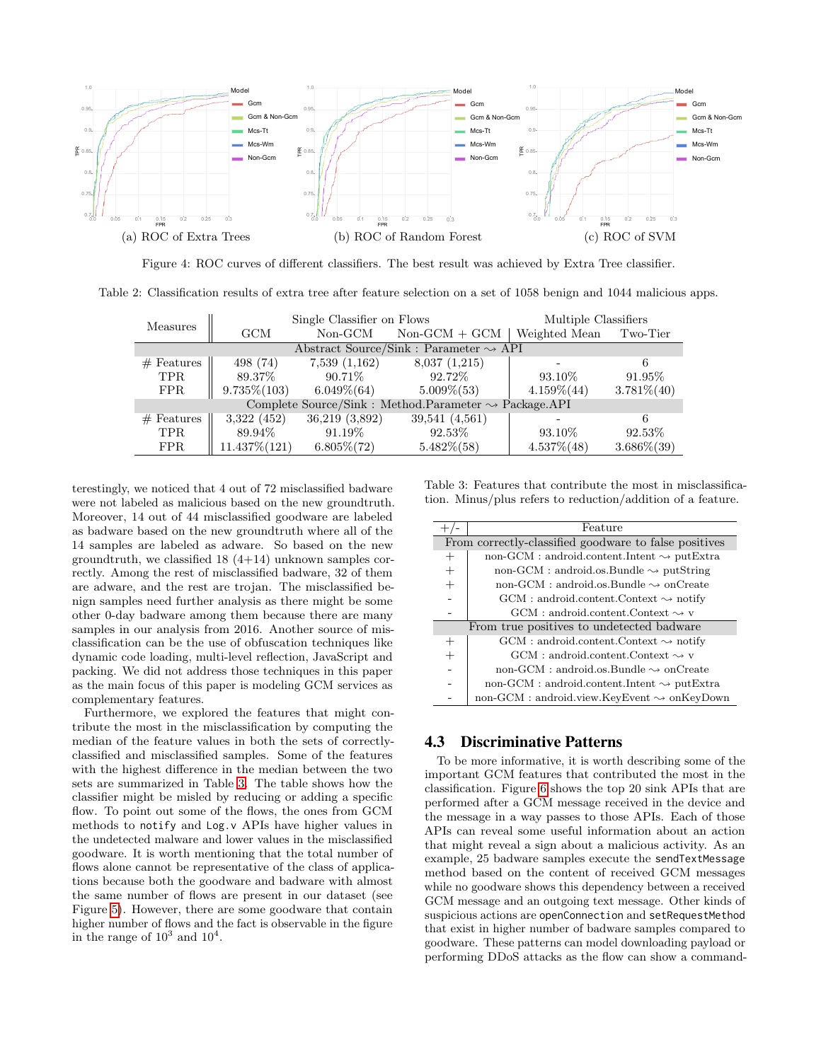(a) ROC of Extra Trees (b) ROC of Random Forest (c) ROC of SVM

Figure 4: ROC curves of different classifiers. The best result was achieved by Extra Tree classifier.

Table 2: Classification results of extra tree after feature selection on a set of 1058 benign and 1044 malicious apps.

| Measures | Single Classifier on Flows | | | Multiple Classifiers | |
|---|---|---|---|---|---|
| | GCM | Non-GCM | Non-GCM + GCM | Weighted Mean | Two-Tier |
| **Abstract Source/Sink : Parameter ⇝ API** | | | | | |
| # Features | 498 (74) | 7,539 (1,162) | 8,037 (1,215) | - | 6 |
| TPR | 89.37% | 90.71% | 92.72% | 93.10% | 91.95% |
| FPR | 9.735%(103) | 6.049%(64) | 5.009%(53) | 4.159%(44) | 3.781%(40) |
| **Complete Source/Sink : Method.Parameter ⇝ Package.API** | | | | | |
| # Features | 3,322 (452) | 36,219 (3,892) | 39,541 (4,561) | - | 6 |
| TPR | 89.94% | 91.19% | 92.53% | 93.10% | 92.53% |
| FPR | 11.437%(121) | 6.805%(72) | 5.482%(58) | 4.537%(48) | 3.686%(39) |

terestingly, we noticed that 4 out of 72 misclassified badware were not labeled as malicious based on the new groundtruth. Moreover, 14 out of 44 misclassified goodware are labeled as badware based on the new groundtruth where all of the 14 samples are labeled as adware. So based on the new groundtruth, we classified 18 (4+14) unknown samples correctly. Among the rest of misclassified badware, 32 of them are adware, and the rest are trojan. The misclassified benign samples need further analysis as there might be some other 0-day badware among them because there are many samples in our analysis from 2016. Another source of misclassification can be the use of obfuscation techniques like dynamic code loading, multi-level reflection, JavaScript and packing. We did not address those techniques in this paper as the main focus of this paper is modeling GCM services as complementary features.

Furthermore, we explored the features that might contribute the most in the misclassification by computing the median of the feature values in both the sets of correctly-classified and misclassified samples. Some of the features with the highest difference in the median between the two sets are summarized in Table 3. The table shows how the classifier might be misled by reducing or adding a specific flow. To point out some of the flows, the ones from GCM methods to `notify` and `Log.v` APIs have higher values in the undetected malware and lower values in the misclassified goodware. It is worth mentioning that the total number of flows alone cannot be representative of the class of applications because both the goodware and badware with almost the same number of flows are present in our dataset (see Figure 5). However, there are some goodware that contain higher number of flows and the fact is observable in the figure in the range of $10^3$ and $10^4$.

Table 3: Features that contribute the most in misclassification. Minus/plus refers to reduction/addition of a feature.

| +/- | Feature |
|---|---|
| **From correctly-classified goodware to false positives** | |
| + | non-GCM : android.content.Intent ⇝ putExtra |
| + | non-GCM : android.os.Bundle ⇝ putString |
| + | non-GCM : android.os.Bundle ⇝ onCreate |
| - | GCM : android.content.Context ⇝ notify |
| - | GCM : android.content.Context ⇝ v |
| **From true positives to undetected badware** | |
| + | GCM : android.content.Context ⇝ notify |
| + | GCM : android.content.Context ⇝ v |
| - | non-GCM : android.os.Bundle ⇝ onCreate |
| - | non-GCM : android.content.Intent ⇝ putExtra |
| - | non-GCM : android.view.KeyEvent ⇝ onKeyDown |

## 4.3 Discriminative Patterns

To be more informative, it is worth describing some of the important GCM features that contributed the most in the classification. Figure 6 shows the top 20 sink APIs that are performed after a GCM message received in the device and the message in a way passes to those APIs. Each of those APIs can reveal some useful information about an action that might reveal a sign about a malicious activity. As an example, 25 badware samples execute the `sendTextMessage` method based on the content of received GCM messages while no goodware shows this dependency between a received GCM message and an outgoing text message. Other kinds of suspicious actions are `openConnection` and `setRequestMethod` that exist in higher number of badware samples compared to goodware. These patterns can model downloading payload or performing DDoS attacks as the flow can show a command-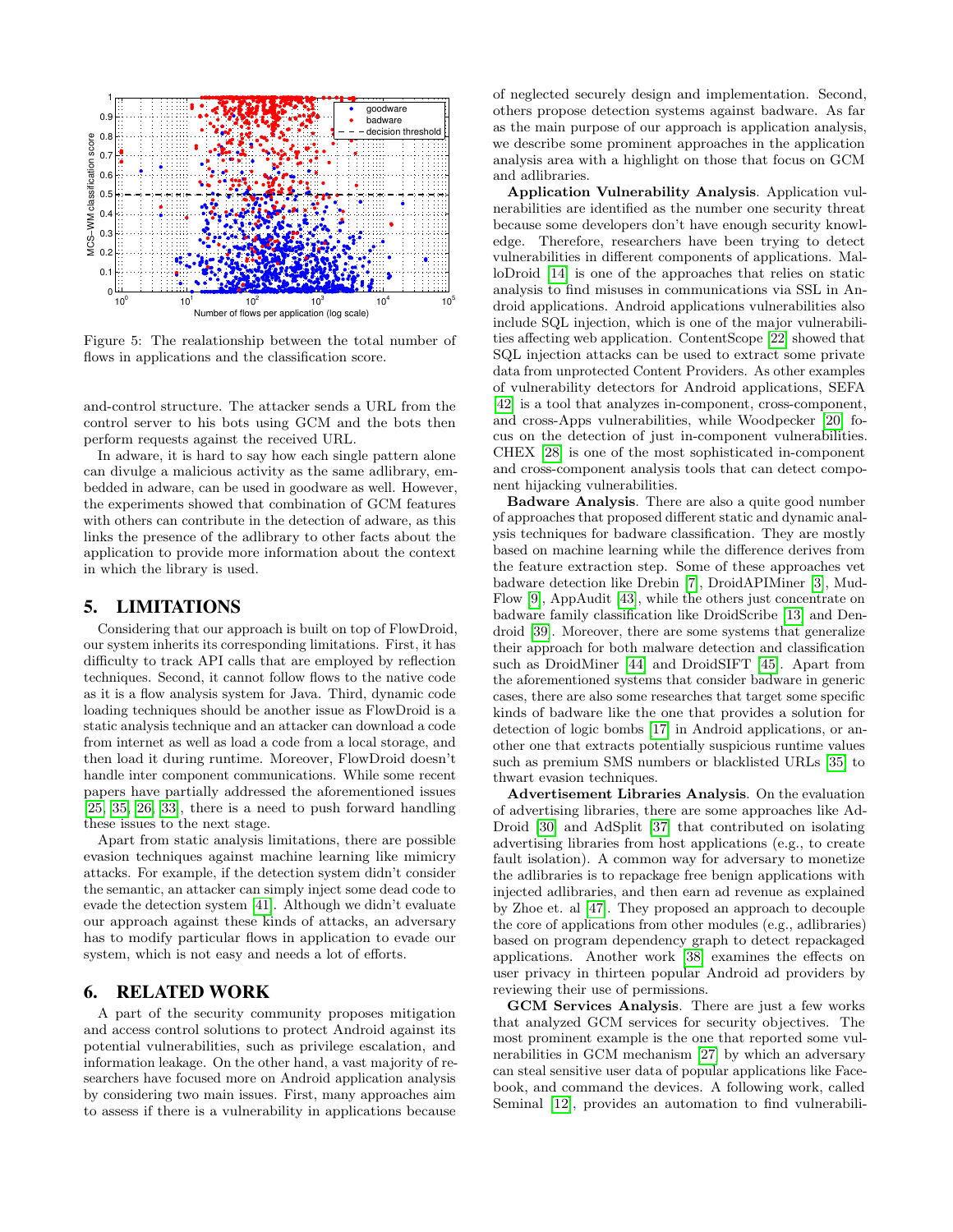1
0.9
0.8
0.7
0.6
0.5
0.4
0.3
0.2
0.1
0

MCS-WM classification score

goodware
badware
decision threshold

$10^0$ $10^1$ $10^2$ $10^3$ $10^4$ $10^5$

Number of flows per application (log scale)

Figure 5: The realationship between the total number of flows in applications and the classification score.

and-control structure. The attacker sends a URL from the control server to his bots using GCM and the bots then perform requests against the received URL.

In adware, it is hard to say how each single pattern alone can divulge a malicious activity as the same adlibrary, embedded in adware, can be used in goodware as well. However, the experiments showed that combination of GCM features with others can contribute in the detection of adware, as this links the presence of the adlibrary to other facts about the application to provide more information about the context in which the library is used.

## 5. LIMITATIONS

Considering that our approach is built on top of FlowDroid, our system inherits its corresponding limitations. First, it has difficulty to track API calls that are employed by reflection techniques. Second, it cannot follow flows to the native code as it is a flow analysis system for Java. Third, dynamic code loading techniques should be another issue as FlowDroid is a static analysis technique and an attacker can download a code from internet as well as load a code from a local storage, and then load it during runtime. Moreover, FlowDroid doesn't handle inter component communications. While some recent papers have partially addressed the aforementioned issues [25, 35, 26, 33], there is a need to push forward handling these issues to the next stage.

Apart from static analysis limitations, there are possible evasion techniques against machine learning like mimicry attacks. For example, if the detection system didn't consider the semantic, an attacker can simply inject some dead code to evade the detection system [41]. Although we didn't evaluate our approach against these kinds of attacks, an adversary has to modify particular flows in application to evade our system, which is not easy and needs a lot of efforts.

## 6. RELATED WORK

A part of the security community proposes mitigation and access control solutions to protect Android against its potential vulnerabilities, such as privilege escalation, and information leakage. On the other hand, a vast majority of researchers have focused more on Android application analysis by considering two main issues. First, many approaches aim to assess if there is a vulnerability in applications because of neglected securely design and implementation. Second, others propose detection systems against badware. As far as the main purpose of our approach is application analysis, we describe some prominent approaches in the application analysis area with a highlight on those that focus on GCM and adlibraries.

**Application Vulnerability Analysis**. Application vulnerabilities are identified as the number one security threat because some developers don't have enough security knowledge. Therefore, researchers have been trying to detect vulnerabilities in different components of applications. MalloDroid [14] is one of the approaches that relies on static analysis to find misuses in communications via SSL in Android applications. Android applications vulnerabilities also include SQL injection, which is one of the major vulnerabilities affecting web application. ContentScope [22] showed that SQL injection attacks can be used to extract some private data from unprotected Content Providers. As other examples of vulnerability detectors for Android applications, SEFA [42] is a tool that analyzes in-component, cross-component, and cross-Apps vulnerabilities, while Woodpecker [20] focus on the detection of just in-component vulnerabilities. CHEX [28] is one of the most sophisticated in-component and cross-component analysis tools that can detect component hijacking vulnerabilities.

**Badware Analysis**. There are also a quite good number of approaches that proposed different static and dynamic analysis techniques for badware classification. They are mostly based on machine learning while the difference derives from the feature extraction step. Some of these approaches vet badware detection like Drebin [7], DroidAPIMiner [3], MudFlow [9], AppAudit [43], while the others just concentrate on badware family classification like DroidScribe [13] and Dendroid [39]. Moreover, there are some systems that generalize their approach for both malware detection and classification such as DroidMiner [44] and DroidSIFT [45]. Apart from the aforementioned systems that consider badware in generic cases, there are also some researches that target some specific kinds of badware like the one that provides a solution for detection of logic bombs [17] in Android applications, or another one that extracts potentially suspicious runtime values such as premium SMS numbers or blacklisted URLs [35] to thwart evasion techniques.

**Advertisement Libraries Analysis**. On the evaluation of advertising libraries, there are some approaches like AdDroid [30] and AdSplit [37] that contributed on isolating advertising libraries from host applications (e.g., to create fault isolation). A common way for adversary to monetize the adlibraries is to repackage free benign applications with injected adlibraries, and then earn ad revenue as explained by Zhoe et. al [47]. They proposed an approach to decouple the core of applications from other modules (e.g., adlibraries) based on program dependency graph to detect repackaged applications. Another work [38] examines the effects on user privacy in thirteen popular Android ad providers by reviewing their use of permissions.

**GCM Services Analysis**. There are just a few works that analyzed GCM services for security objectives. The most prominent example is the one that reported some vulnerabilities in GCM mechanism [27] by which an adversary can steal sensitive user data of popular applications like Facebook, and command the devices. A following work, called Seminal [12], provides an automation to find vulnerabili-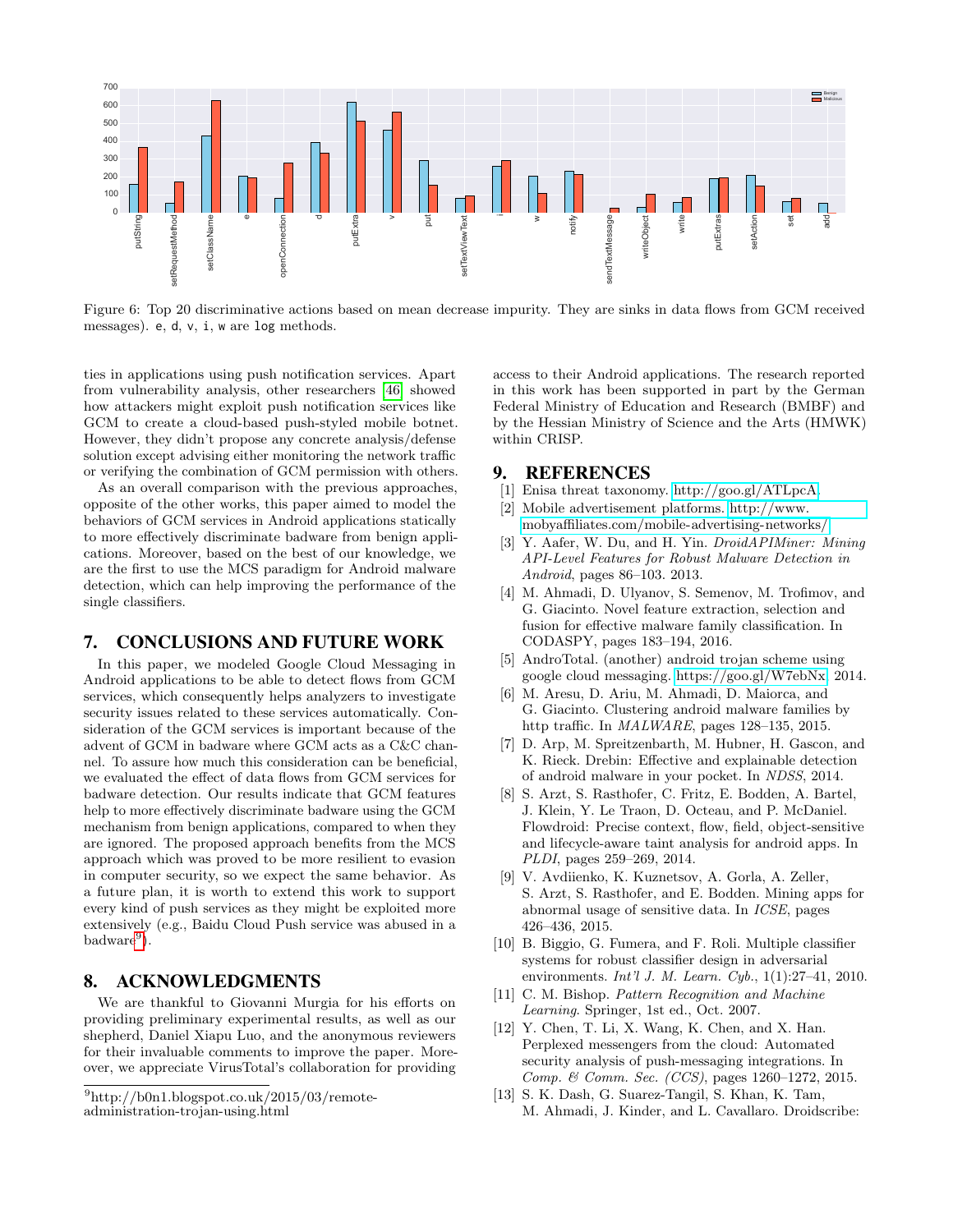700
600
500
400
300
200
100
0

Benign
Malicious

putString
setRequestMethod
setClassName
e
openConnection
d
putExtra
v
put
setTextViewText
i
w
notify
sendTextMessage
writeObject
write
putExtras
setAction
set
add

Figure 6: Top 20 discriminative actions based on mean decrease impurity. They are sinks in data flows from GCM received messages). `e`, `d`, `v`, `i`, `w` are `log` methods.

ties in applications using push notification services. Apart from vulnerability analysis, other researchers [46] showed how attackers might exploit push notification services like GCM to create a cloud-based push-styled mobile botnet. However, they didn't propose any concrete analysis/defense solution except advising either monitoring the network traffic or verifying the combination of GCM permission with others.

As an overall comparison with the previous approaches, opposite of the other works, this paper aimed to model the behaviors of GCM services in Android applications statically to more effectively discriminate badware from benign applications. Moreover, based on the best of our knowledge, we are the first to use the MCS paradigm for Android malware detection, which can help improving the performance of the single classifiers.

## 7. CONCLUSIONS AND FUTURE WORK

In this paper, we modeled Google Cloud Messaging in Android applications to be able to detect flows from GCM services, which consequently helps analyzers to investigate security issues related to these services automatically. Consideration of the GCM services is important because of the advent of GCM in badware where GCM acts as a C&C channel. To assure how much this consideration can be beneficial, we evaluated the effect of data flows from GCM services for badware detection. Our results indicate that GCM features help to more effectively discriminate badware using the GCM mechanism from benign applications, compared to when they are ignored. The proposed approach benefits from the MCS approach which was proved to be more resilient to evasion in computer security, so we expect the same behavior. As a future plan, it is worth to extend this work to support every kind of push services as they might be exploited more extensively (e.g., Baidu Cloud Push service was abused in a badware[9]).

## 8. ACKNOWLEDGMENTS

We are thankful to Giovanni Murgia for his efforts on providing preliminary experimental results, as well as our shepherd, Daniel Xiapu Luo, and the anonymous reviewers for their invaluable comments to improve the paper. Moreover, we appreciate VirusTotal's collaboration for providing access to their Android applications. The research reported in this work has been supported in part by the German Federal Ministry of Education and Research (BMBF) and by the Hessian Ministry of Science and the Arts (HMWK) within CRISP.

[9]http://b0n1.blogspot.co.uk/2015/03/remote-administration-trojan-using.html

## 9. REFERENCES

[1] Enisa threat taxonomy. http://goo.gl/ATLpcA.

[2] Mobile advertisement platforms. http://www.mobyaffiliates.com/mobile-advertising-networks/.

[3] Y. Aafer, W. Du, and H. Yin. *DroidAPIMiner: Mining API-Level Features for Robust Malware Detection in Android*, pages 86–103. 2013.

[4] M. Ahmadi, D. Ulyanov, S. Semenov, M. Trofimov, and G. Giacinto. Novel feature extraction, selection and fusion for effective malware family classification. In CODASPY, pages 183–194, 2016.

[5] AndroTotal. (another) android trojan scheme using google cloud messaging. https://goo.gl/W7ebNx, 2014.

[6] M. Aresu, D. Ariu, M. Ahmadi, D. Maiorca, and G. Giacinto. Clustering android malware families by http traffic. In *MALWARE*, pages 128–135, 2015.

[7] D. Arp, M. Spreitzenbarth, M. Hubner, H. Gascon, and K. Rieck. Drebin: Effective and explainable detection of android malware in your pocket. In *NDSS*, 2014.

[8] S. Arzt, S. Rasthofer, C. Fritz, E. Bodden, A. Bartel, J. Klein, Y. Le Traon, D. Octeau, and P. McDaniel. Flowdroid: Precise context, flow, field, object-sensitive and lifecycle-aware taint analysis for android apps. In *PLDI*, pages 259–269, 2014.

[9] V. Avdiienko, K. Kuznetsov, A. Gorla, A. Zeller, S. Arzt, S. Rasthofer, and E. Bodden. Mining apps for abnormal usage of sensitive data. In *ICSE*, pages 426–436, 2015.

[10] B. Biggio, G. Fumera, and F. Roli. Multiple classifier systems for robust classifier design in adversarial environments. *Int'l J. M. Learn. Cyb.*, 1(1):27–41, 2010.

[11] C. M. Bishop. *Pattern Recognition and Machine Learning*. Springer, 1st ed., Oct. 2007.

[12] Y. Chen, T. Li, X. Wang, K. Chen, and X. Han. Perplexed messengers from the cloud: Automated security analysis of push-messaging integrations. In *Comp. & Comm. Sec. (CCS)*, pages 1260–1272, 2015.

[13] S. K. Dash, G. Suarez-Tangil, S. Khan, K. Tam, M. Ahmadi, J. Kinder, and L. Cavallaro. Droidscribe: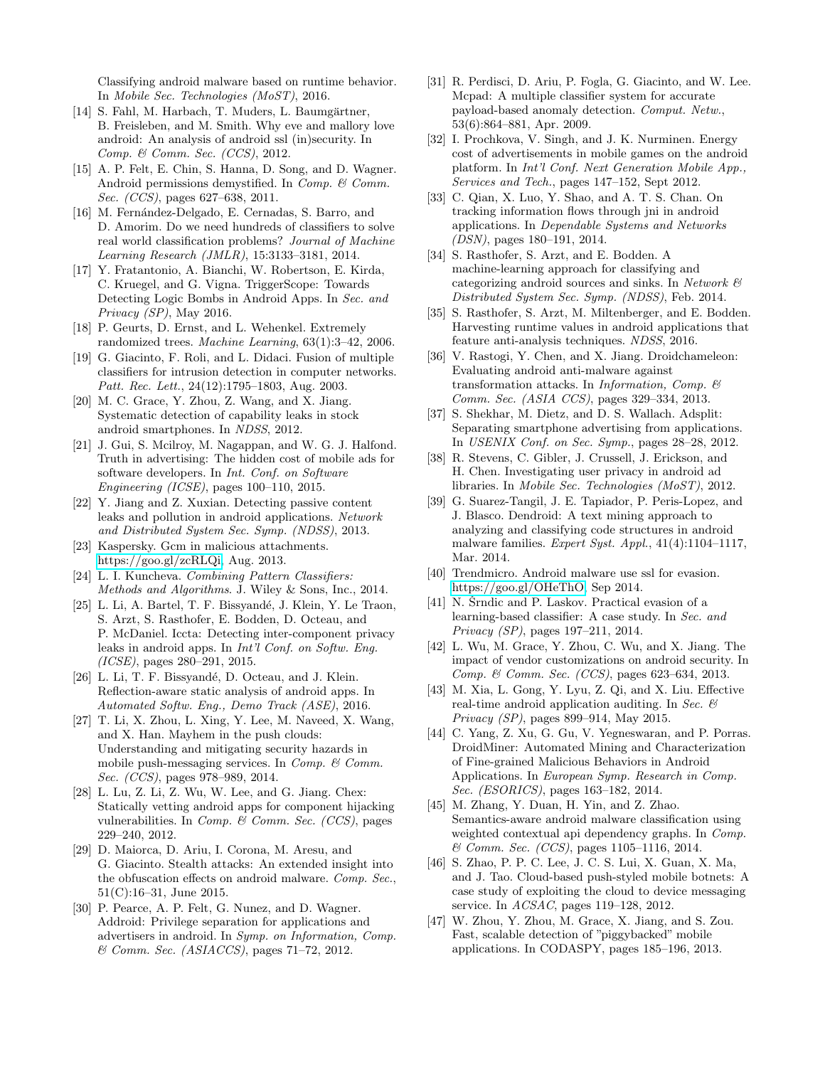Classifying android malware based on runtime behavior. In *Mobile Sec. Technologies (MoST)*, 2016.

[14] S. Fahl, M. Harbach, T. Muders, L. Baumgärtner, B. Freisleben, and M. Smith. Why eve and mallory love android: An analysis of android ssl (in)security. In *Comp. & Comm. Sec. (CCS)*, 2012.

[15] A. P. Felt, E. Chin, S. Hanna, D. Song, and D. Wagner. Android permissions demystified. In *Comp. & Comm. Sec. (CCS)*, pages 627–638, 2011.

[16] M. Fernández-Delgado, E. Cernadas, S. Barro, and D. Amorim. Do we need hundreds of classifiers to solve real world classification problems? *Journal of Machine Learning Research (JMLR)*, 15:3133–3181, 2014.

[17] Y. Fratantonio, A. Bianchi, W. Robertson, E. Kirda, C. Kruegel, and G. Vigna. TriggerScope: Towards Detecting Logic Bombs in Android Apps. In *Sec. and Privacy (SP)*, May 2016.

[18] P. Geurts, D. Ernst, and L. Wehenkel. Extremely randomized trees. *Machine Learning*, 63(1):3–42, 2006.

[19] G. Giacinto, F. Roli, and L. Didaci. Fusion of multiple classifiers for intrusion detection in computer networks. *Patt. Rec. Lett.*, 24(12):1795–1803, Aug. 2003.

[20] M. C. Grace, Y. Zhou, Z. Wang, and X. Jiang. Systematic detection of capability leaks in stock android smartphones. In *NDSS*, 2012.

[21] J. Gui, S. Mcilroy, M. Nagappan, and W. G. J. Halfond. Truth in advertising: The hidden cost of mobile ads for software developers. In *Int. Conf. on Software Engineering (ICSE)*, pages 100–110, 2015.

[22] Y. Jiang and Z. Xuxian. Detecting passive content leaks and pollution in android applications. *Network and Distributed System Sec. Symp. (NDSS)*, 2013.

[23] Kaspersky. Gcm in malicious attachments. https://goo.gl/zcRLQi, Aug. 2013.

[24] L. I. Kuncheva. *Combining Pattern Classifiers: Methods and Algorithms*. J. Wiley & Sons, Inc., 2014.

[25] L. Li, A. Bartel, T. F. Bissyandé, J. Klein, Y. Le Traon, S. Arzt, S. Rasthofer, E. Bodden, D. Octeau, and P. McDaniel. Iccta: Detecting inter-component privacy leaks in android apps. In *Int'l Conf. on Softw. Eng. (ICSE)*, pages 280–291, 2015.

[26] L. Li, T. F. Bissyandé, D. Octeau, and J. Klein. Reflection-aware static analysis of android apps. In *Automated Softw. Eng., Demo Track (ASE)*, 2016.

[27] T. Li, X. Zhou, L. Xing, Y. Lee, M. Naveed, X. Wang, and X. Han. Mayhem in the push clouds: Understanding and mitigating security hazards in mobile push-messaging services. In *Comp. & Comm. Sec. (CCS)*, pages 978–989, 2014.

[28] L. Lu, Z. Li, Z. Wu, W. Lee, and G. Jiang. Chex: Statically vetting android apps for component hijacking vulnerabilities. In *Comp. & Comm. Sec. (CCS)*, pages 229–240, 2012.

[29] D. Maiorca, D. Ariu, I. Corona, M. Aresu, and G. Giacinto. Stealth attacks: An extended insight into the obfuscation effects on android malware. *Comp. Sec.*, 51(C):16–31, June 2015.

[30] P. Pearce, A. P. Felt, G. Nunez, and D. Wagner. Addroid: Privilege separation for applications and advertisers in android. In *Symp. on Information, Comp. & Comm. Sec. (ASIACCS)*, pages 71–72, 2012.

[31] R. Perdisci, D. Ariu, P. Fogla, G. Giacinto, and W. Lee. Mcpad: A multiple classifier system for accurate payload-based anomaly detection. *Comput. Netw.*, 53(6):864–881, Apr. 2009.

[32] I. Prochkova, V. Singh, and J. K. Nurminen. Energy cost of advertisements in mobile games on the android platform. In *Int'l Conf. Next Generation Mobile App., Services and Tech.*, pages 147–152, Sept 2012.

[33] C. Qian, X. Luo, Y. Shao, and A. T. S. Chan. On tracking information flows through jni in android applications. In *Dependable Systems and Networks (DSN)*, pages 180–191, 2014.

[34] S. Rasthofer, S. Arzt, and E. Bodden. A machine-learning approach for classifying and categorizing android sources and sinks. In *Network & Distributed System Sec. Symp. (NDSS)*, Feb. 2014.

[35] S. Rasthofer, S. Arzt, M. Miltenberger, and E. Bodden. Harvesting runtime values in android applications that feature anti-analysis techniques. *NDSS*, 2016.

[36] V. Rastogi, Y. Chen, and X. Jiang. Droidchameleon: Evaluating android anti-malware against transformation attacks. In *Information, Comp. & Comm. Sec. (ASIA CCS)*, pages 329–334, 2013.

[37] S. Shekhar, M. Dietz, and D. S. Wallach. Adsplit: Separating smartphone advertising from applications. In *USENIX Conf. on Sec. Symp.*, pages 28–28, 2012.

[38] R. Stevens, C. Gibler, J. Crussell, J. Erickson, and H. Chen. Investigating user privacy in android ad libraries. In *Mobile Sec. Technologies (MoST)*, 2012.

[39] G. Suarez-Tangil, J. E. Tapiador, P. Peris-Lopez, and J. Blasco. Dendroid: A text mining approach to analyzing and classifying code structures in android malware families. *Expert Syst. Appl.*, 41(4):1104–1117, Mar. 2014.

[40] Trendmicro. Android malware use ssl for evasion. https://goo.gl/OHeThO, Sep 2014.

[41] N. Šrndic and P. Laskov. Practical evasion of a learning-based classifier: A case study. In *Sec. and Privacy (SP)*, pages 197–211, 2014.

[42] L. Wu, M. Grace, Y. Zhou, C. Wu, and X. Jiang. The impact of vendor customizations on android security. In *Comp. & Comm. Sec. (CCS)*, pages 623–634, 2013.

[43] M. Xia, L. Gong, Y. Lyu, Z. Qi, and X. Liu. Effective real-time android application auditing. In *Sec. & Privacy (SP)*, pages 899–914, May 2015.

[44] C. Yang, Z. Xu, G. Gu, V. Yegneswaran, and P. Porras. DroidMiner: Automated Mining and Characterization of Fine-grained Malicious Behaviors in Android Applications. In *European Symp. Research in Comp. Sec. (ESORICS)*, pages 163–182, 2014.

[45] M. Zhang, Y. Duan, H. Yin, and Z. Zhao. Semantics-aware android malware classification using weighted contextual api dependency graphs. In *Comp. & Comm. Sec. (CCS)*, pages 1105–1116, 2014.

[46] S. Zhao, P. P. C. Lee, J. C. S. Lui, X. Guan, X. Ma, and J. Tao. Cloud-based push-styled mobile botnets: A case study of exploiting the cloud to device messaging service. In *ACSAC*, pages 119–128, 2012.

[47] W. Zhou, Y. Zhou, M. Grace, X. Jiang, and S. Zou. Fast, scalable detection of "piggybacked" mobile applications. In CODASPY, pages 185–196, 2013.